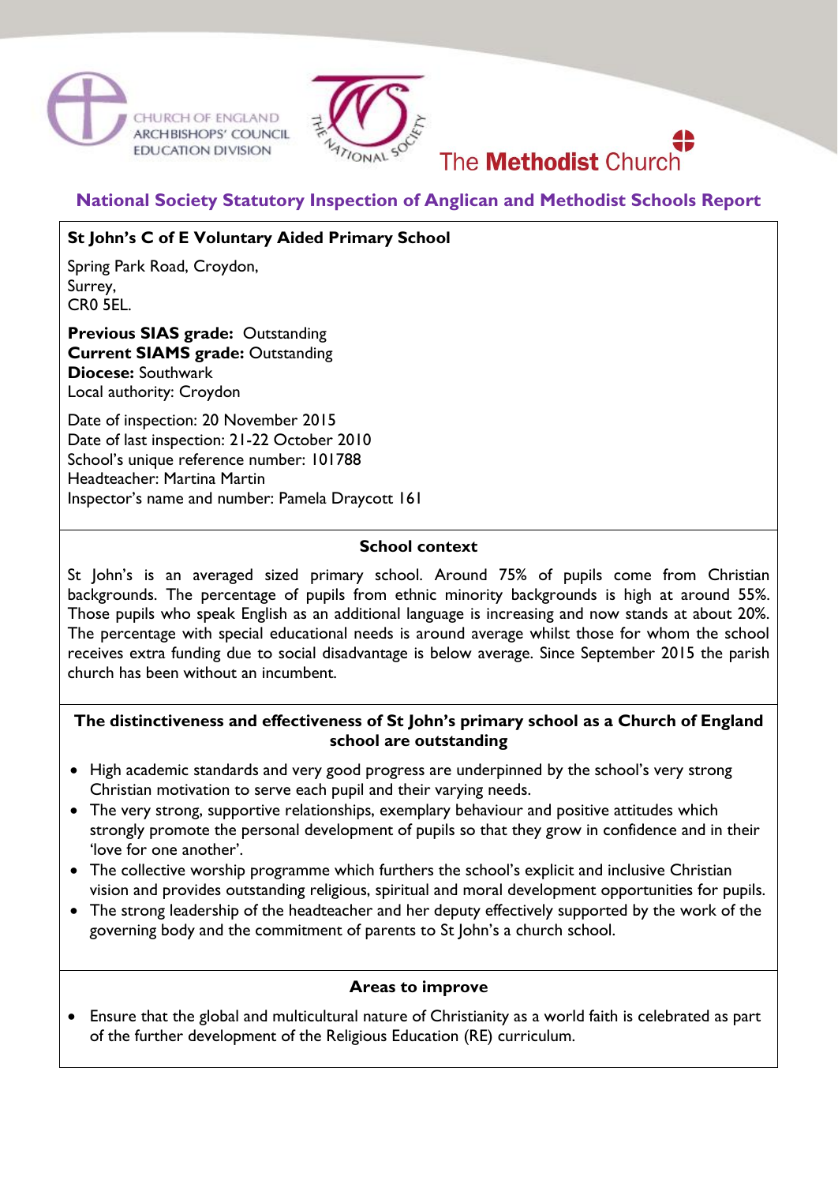CHURCH OF ENGLAND ARCHBISHOPS' COUNCIL EDUCATION DIVISION

THE NATIONAL SOCIETY

The **Methodist** Church

# National Society Statutory Inspection of Anglican and Methodist Schools Report

**St John's C of E Voluntary Aided Primary School**

Spring Park Road, Croydon,
Surrey,
CR0 5EL.

**Previous SIAS grade:** Outstanding
**Current SIAMS grade:** Outstanding
**Diocese:** Southwark
Local authority: Croydon

Date of inspection: 20 November 2015
Date of last inspection: 21-22 October 2010
School's unique reference number: 101788
Headteacher: Martina Martin
Inspector's name and number: Pamela Draycott 161

## School context

St John's is an averaged sized primary school. Around 75% of pupils come from Christian backgrounds. The percentage of pupils from ethnic minority backgrounds is high at around 55%. Those pupils who speak English as an additional language is increasing and now stands at about 20%. The percentage with special educational needs is around average whilst those for whom the school receives extra funding due to social disadvantage is below average. Since September 2015 the parish church has been without an incumbent.

## The distinctiveness and effectiveness of St John's primary school as a Church of England school are outstanding

- High academic standards and very good progress are underpinned by the school's very strong Christian motivation to serve each pupil and their varying needs.
- The very strong, supportive relationships, exemplary behaviour and positive attitudes which strongly promote the personal development of pupils so that they grow in confidence and in their 'love for one another'.
- The collective worship programme which furthers the school's explicit and inclusive Christian vision and provides outstanding religious, spiritual and moral development opportunities for pupils.
- The strong leadership of the headteacher and her deputy effectively supported by the work of the governing body and the commitment of parents to St John's a church school.

## Areas to improve

- Ensure that the global and multicultural nature of Christianity as a world faith is celebrated as part of the further development of the Religious Education (RE) curriculum.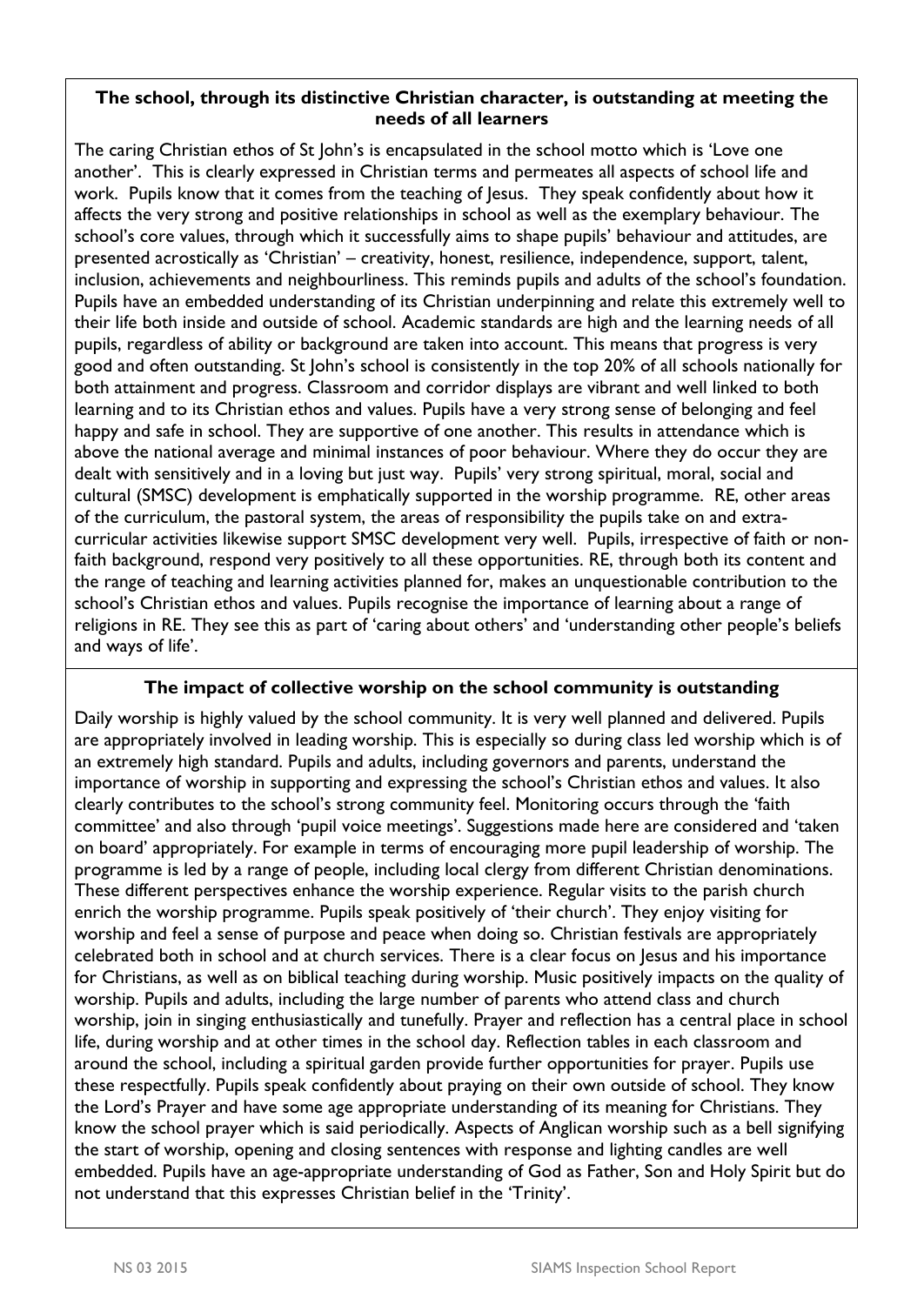### The school, through its distinctive Christian character, is outstanding at meeting the needs of all learners

The caring Christian ethos of St John's is encapsulated in the school motto which is 'Love one another'. This is clearly expressed in Christian terms and permeates all aspects of school life and work. Pupils know that it comes from the teaching of Jesus. They speak confidently about how it affects the very strong and positive relationships in school as well as the exemplary behaviour. The school's core values, through which it successfully aims to shape pupils' behaviour and attitudes, are presented acrostically as 'Christian' – creativity, honest, resilience, independence, support, talent, inclusion, achievements and neighbourliness. This reminds pupils and adults of the school's foundation. Pupils have an embedded understanding of its Christian underpinning and relate this extremely well to their life both inside and outside of school. Academic standards are high and the learning needs of all pupils, regardless of ability or background are taken into account. This means that progress is very good and often outstanding. St John's school is consistently in the top 20% of all schools nationally for both attainment and progress. Classroom and corridor displays are vibrant and well linked to both learning and to its Christian ethos and values. Pupils have a very strong sense of belonging and feel happy and safe in school. They are supportive of one another. This results in attendance which is above the national average and minimal instances of poor behaviour. Where they do occur they are dealt with sensitively and in a loving but just way. Pupils' very strong spiritual, moral, social and cultural (SMSC) development is emphatically supported in the worship programme. RE, other areas of the curriculum, the pastoral system, the areas of responsibility the pupils take on and extra-curricular activities likewise support SMSC development very well. Pupils, irrespective of faith or non-faith background, respond very positively to all these opportunities. RE, through both its content and the range of teaching and learning activities planned for, makes an unquestionable contribution to the school's Christian ethos and values. Pupils recognise the importance of learning about a range of religions in RE. They see this as part of 'caring about others' and 'understanding other people's beliefs and ways of life'.

### The impact of collective worship on the school community is outstanding

Daily worship is highly valued by the school community. It is very well planned and delivered. Pupils are appropriately involved in leading worship. This is especially so during class led worship which is of an extremely high standard. Pupils and adults, including governors and parents, understand the importance of worship in supporting and expressing the school's Christian ethos and values. It also clearly contributes to the school's strong community feel. Monitoring occurs through the 'faith committee' and also through 'pupil voice meetings'. Suggestions made here are considered and 'taken on board' appropriately. For example in terms of encouraging more pupil leadership of worship. The programme is led by a range of people, including local clergy from different Christian denominations. These different perspectives enhance the worship experience. Regular visits to the parish church enrich the worship programme. Pupils speak positively of 'their church'. They enjoy visiting for worship and feel a sense of purpose and peace when doing so. Christian festivals are appropriately celebrated both in school and at church services. There is a clear focus on Jesus and his importance for Christians, as well as on biblical teaching during worship. Music positively impacts on the quality of worship. Pupils and adults, including the large number of parents who attend class and church worship, join in singing enthusiastically and tunefully. Prayer and reflection has a central place in school life, during worship and at other times in the school day. Reflection tables in each classroom and around the school, including a spiritual garden provide further opportunities for prayer. Pupils use these respectfully. Pupils speak confidently about praying on their own outside of school. They know the Lord's Prayer and have some age appropriate understanding of its meaning for Christians. They know the school prayer which is said periodically. Aspects of Anglican worship such as a bell signifying the start of worship, opening and closing sentences with response and lighting candles are well embedded. Pupils have an age-appropriate understanding of God as Father, Son and Holy Spirit but do not understand that this expresses Christian belief in the 'Trinity'.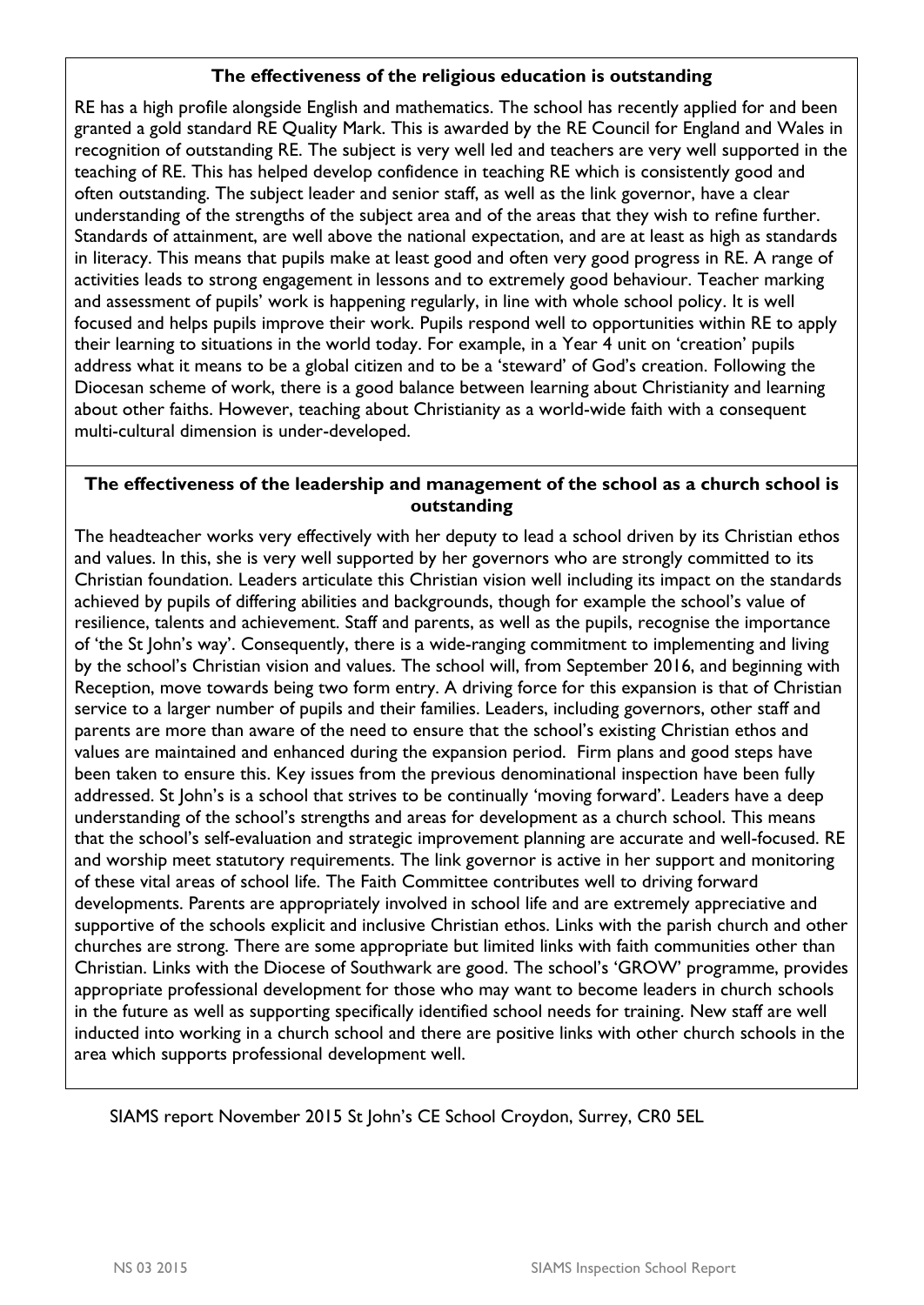**The effectiveness of the religious education is outstanding**

RE has a high profile alongside English and mathematics. The school has recently applied for and been granted a gold standard RE Quality Mark. This is awarded by the RE Council for England and Wales in recognition of outstanding RE. The subject is very well led and teachers are very well supported in the teaching of RE. This has helped develop confidence in teaching RE which is consistently good and often outstanding. The subject leader and senior staff, as well as the link governor, have a clear understanding of the strengths of the subject area and of the areas that they wish to refine further. Standards of attainment, are well above the national expectation, and are at least as high as standards in literacy. This means that pupils make at least good and often very good progress in RE. A range of activities leads to strong engagement in lessons and to extremely good behaviour. Teacher marking and assessment of pupils' work is happening regularly, in line with whole school policy. It is well focused and helps pupils improve their work. Pupils respond well to opportunities within RE to apply their learning to situations in the world today. For example, in a Year 4 unit on 'creation' pupils address what it means to be a global citizen and to be a 'steward' of God's creation. Following the Diocesan scheme of work, there is a good balance between learning about Christianity and learning about other faiths. However, teaching about Christianity as a world-wide faith with a consequent multi-cultural dimension is under-developed.

**The effectiveness of the leadership and management of the school as a church school is outstanding**

The headteacher works very effectively with her deputy to lead a school driven by its Christian ethos and values. In this, she is very well supported by her governors who are strongly committed to its Christian foundation. Leaders articulate this Christian vision well including its impact on the standards achieved by pupils of differing abilities and backgrounds, though for example the school's value of resilience, talents and achievement. Staff and parents, as well as the pupils, recognise the importance of 'the St John's way'. Consequently, there is a wide-ranging commitment to implementing and living by the school's Christian vision and values. The school will, from September 2016, and beginning with Reception, move towards being two form entry. A driving force for this expansion is that of Christian service to a larger number of pupils and their families. Leaders, including governors, other staff and parents are more than aware of the need to ensure that the school's existing Christian ethos and values are maintained and enhanced during the expansion period. Firm plans and good steps have been taken to ensure this. Key issues from the previous denominational inspection have been fully addressed. St John's is a school that strives to be continually 'moving forward'. Leaders have a deep understanding of the school's strengths and areas for development as a church school. This means that the school's self-evaluation and strategic improvement planning are accurate and well-focused. RE and worship meet statutory requirements. The link governor is active in her support and monitoring of these vital areas of school life. The Faith Committee contributes well to driving forward developments. Parents are appropriately involved in school life and are extremely appreciative and supportive of the schools explicit and inclusive Christian ethos. Links with the parish church and other churches are strong. There are some appropriate but limited links with faith communities other than Christian. Links with the Diocese of Southwark are good. The school's 'GROW' programme, provides appropriate professional development for those who may want to become leaders in church schools in the future as well as supporting specifically identified school needs for training. New staff are well inducted into working in a church school and there are positive links with other church schools in the area which supports professional development well.

SIAMS report November 2015 St John's CE School Croydon, Surrey, CR0 5EL